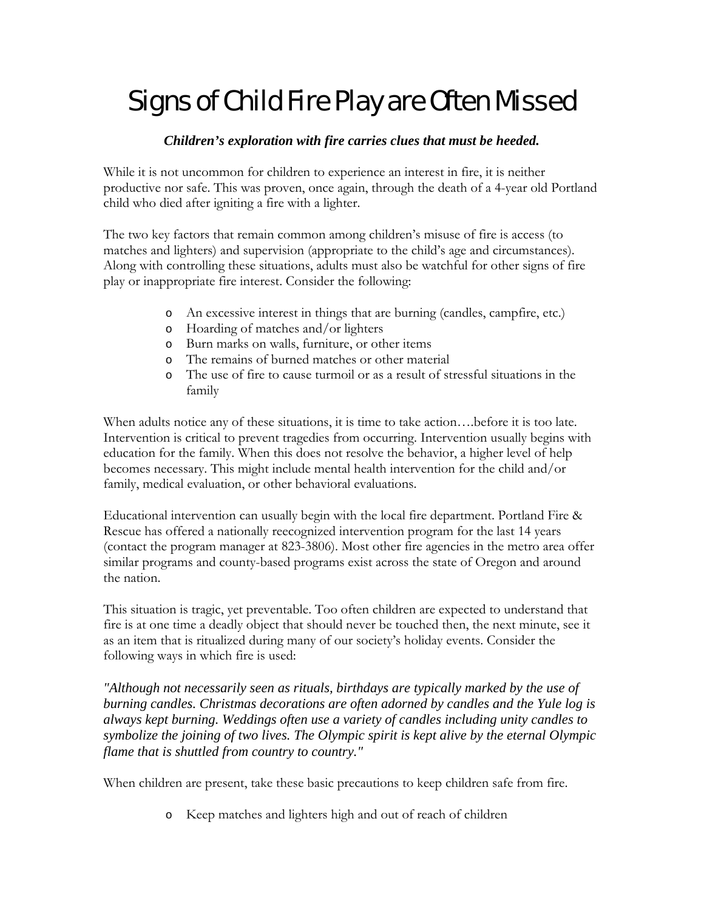# Signs of Child Fire Play are Often Missed

***Children's exploration with fire carries clues that must be heeded.***

While it is not uncommon for children to experience an interest in fire, it is neither productive nor safe. This was proven, once again, through the death of a 4-year old Portland child who died after igniting a fire with a lighter.

The two key factors that remain common among children's misuse of fire is access (to matches and lighters) and supervision (appropriate to the child's age and circumstances). Along with controlling these situations, adults must also be watchful for other signs of fire play or inappropriate fire interest. Consider the following:

- An excessive interest in things that are burning (candles, campfire, etc.)
- Hoarding of matches and/or lighters
- Burn marks on walls, furniture, or other items
- The remains of burned matches or other material
- The use of fire to cause turmoil or as a result of stressful situations in the family

When adults notice any of these situations, it is time to take action….before it is too late. Intervention is critical to prevent tragedies from occurring. Intervention usually begins with education for the family. When this does not resolve the behavior, a higher level of help becomes necessary. This might include mental health intervention for the child and/or family, medical evaluation, or other behavioral evaluations.

Educational intervention can usually begin with the local fire department. Portland Fire & Rescue has offered a nationally reecognized intervention program for the last 14 years (contact the program manager at 823-3806). Most other fire agencies in the metro area offer similar programs and county-based programs exist across the state of Oregon and around the nation.

This situation is tragic, yet preventable. Too often children are expected to understand that fire is at one time a deadly object that should never be touched then, the next minute, see it as an item that is ritualized during many of our society's holiday events. Consider the following ways in which fire is used:

***"Although not necessarily seen as rituals, birthdays are typically marked by the use of burning candles. Christmas decorations are often adorned by candles and the Yule log is always kept burning. Weddings often use a variety of candles including unity candles to symbolize the joining of two lives. The Olympic spirit is kept alive by the eternal Olympic flame that is shuttled from country to country."***

When children are present, take these basic precautions to keep children safe from fire.

- Keep matches and lighters high and out of reach of children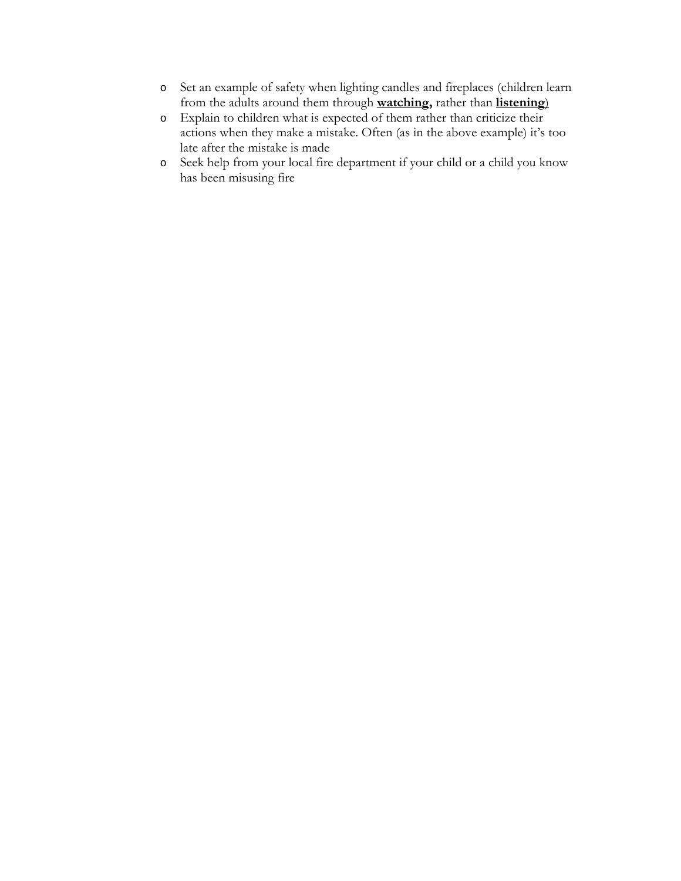- Set an example of safety when lighting candles and fireplaces (children learn from the adults around them through **<u>watching,</u>** rather than **<u>listening</u>**)
- Explain to children what is expected of them rather than criticize their actions when they make a mistake. Often (as in the above example) it's too late after the mistake is made
- Seek help from your local fire department if your child or a child you know has been misusing fire